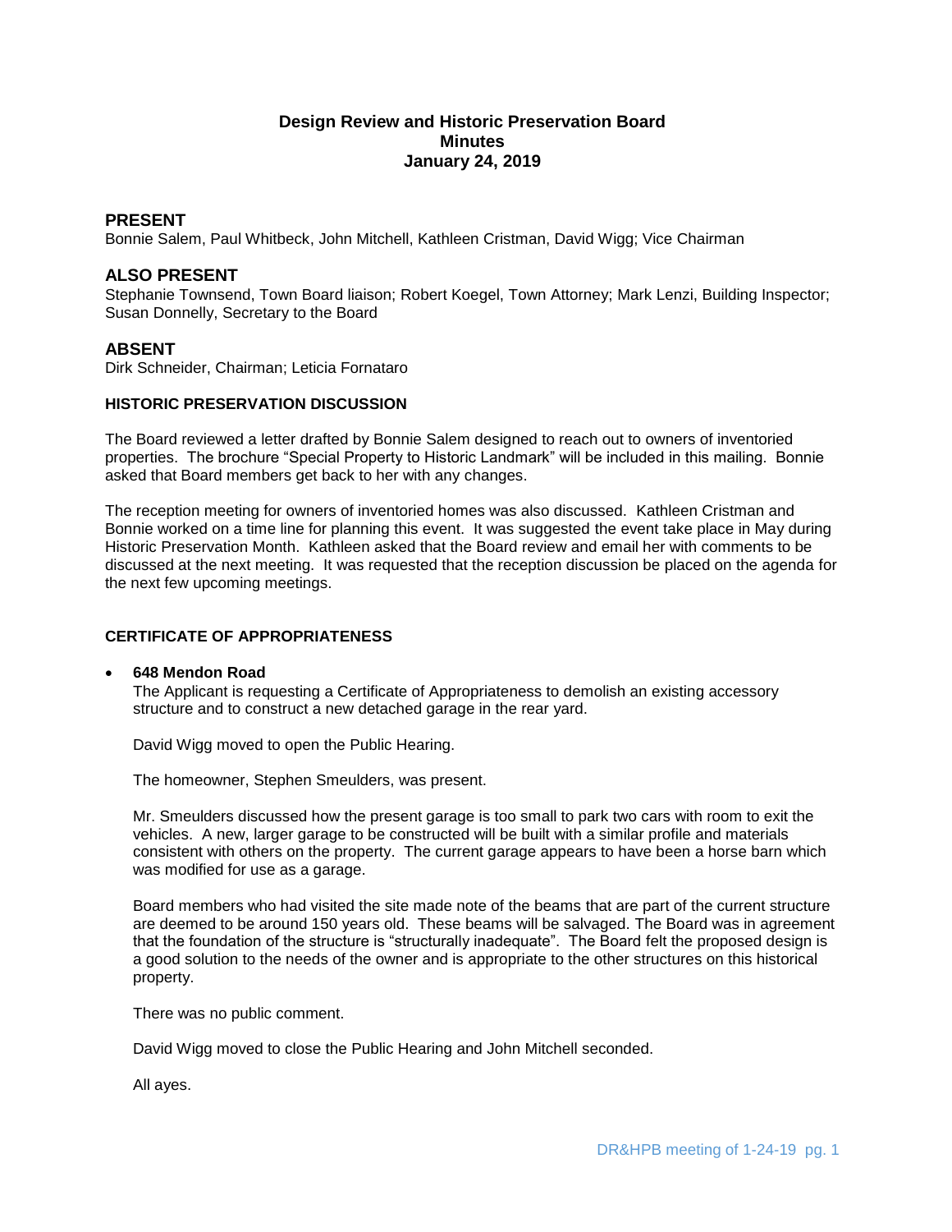# Design Review and Historic Preservation Board
## Minutes
## January 24, 2019

## PRESENT

Bonnie Salem, Paul Whitbeck, John Mitchell, Kathleen Cristman, David Wigg; Vice Chairman

## ALSO PRESENT

Stephanie Townsend, Town Board liaison; Robert Koegel, Town Attorney; Mark Lenzi, Building Inspector; Susan Donnelly, Secretary to the Board

## ABSENT

Dirk Schneider, Chairman; Leticia Fornataro

### HISTORIC PRESERVATION DISCUSSION

The Board reviewed a letter drafted by Bonnie Salem designed to reach out to owners of inventoried properties. The brochure "Special Property to Historic Landmark" will be included in this mailing. Bonnie asked that Board members get back to her with any changes.

The reception meeting for owners of inventoried homes was also discussed. Kathleen Cristman and Bonnie worked on a time line for planning this event. It was suggested the event take place in May during Historic Preservation Month. Kathleen asked that the Board review and email her with comments to be discussed at the next meeting. It was requested that the reception discussion be placed on the agenda for the next few upcoming meetings.

### CERTIFICATE OF APPROPRIATENESS

- **648 Mendon Road**

  The Applicant is requesting a Certificate of Appropriateness to demolish an existing accessory structure and to construct a new detached garage in the rear yard.

  David Wigg moved to open the Public Hearing.

  The homeowner, Stephen Smeulders, was present.

  Mr. Smeulders discussed how the present garage is too small to park two cars with room to exit the vehicles. A new, larger garage to be constructed will be built with a similar profile and materials consistent with others on the property. The current garage appears to have been a horse barn which was modified for use as a garage.

  Board members who had visited the site made note of the beams that are part of the current structure are deemed to be around 150 years old. These beams will be salvaged. The Board was in agreement that the foundation of the structure is "structurally inadequate". The Board felt the proposed design is a good solution to the needs of the owner and is appropriate to the other structures on this historical property.

  There was no public comment.

  David Wigg moved to close the Public Hearing and John Mitchell seconded.

  All ayes.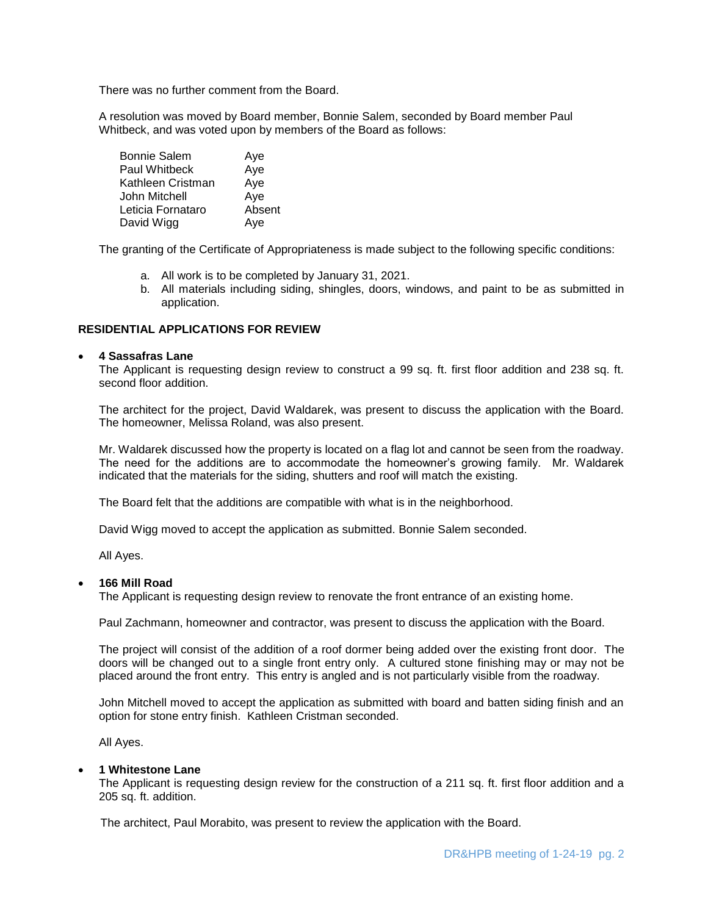There was no further comment from the Board.

A resolution was moved by Board member, Bonnie Salem, seconded by Board member Paul Whitbeck, and was voted upon by members of the Board as follows:

| | |
|---|---|
| Bonnie Salem | Aye |
| Paul Whitbeck | Aye |
| Kathleen Cristman | Aye |
| John Mitchell | Aye |
| Leticia Fornataro | Absent |
| David Wigg | Aye |

The granting of the Certificate of Appropriateness is made subject to the following specific conditions:

a. All work is to be completed by January 31, 2021.
b. All materials including siding, shingles, doors, windows, and paint to be as submitted in application.

**RESIDENTIAL APPLICATIONS FOR REVIEW**

- **4 Sassafras Lane**
  The Applicant is requesting design review to construct a 99 sq. ft. first floor addition and 238 sq. ft. second floor addition.

  The architect for the project, David Waldarek, was present to discuss the application with the Board. The homeowner, Melissa Roland, was also present.

  Mr. Waldarek discussed how the property is located on a flag lot and cannot be seen from the roadway. The need for the additions are to accommodate the homeowner's growing family. Mr. Waldarek indicated that the materials for the siding, shutters and roof will match the existing.

  The Board felt that the additions are compatible with what is in the neighborhood.

  David Wigg moved to accept the application as submitted. Bonnie Salem seconded.

  All Ayes.

- **166 Mill Road**
  The Applicant is requesting design review to renovate the front entrance of an existing home.

  Paul Zachmann, homeowner and contractor, was present to discuss the application with the Board.

  The project will consist of the addition of a roof dormer being added over the existing front door. The doors will be changed out to a single front entry only. A cultured stone finishing may or may not be placed around the front entry. This entry is angled and is not particularly visible from the roadway.

  John Mitchell moved to accept the application as submitted with board and batten siding finish and an option for stone entry finish. Kathleen Cristman seconded.

  All Ayes.

- **1 Whitestone Lane**
  The Applicant is requesting design review for the construction of a 211 sq. ft. first floor addition and a 205 sq. ft. addition.

  The architect, Paul Morabito, was present to review the application with the Board.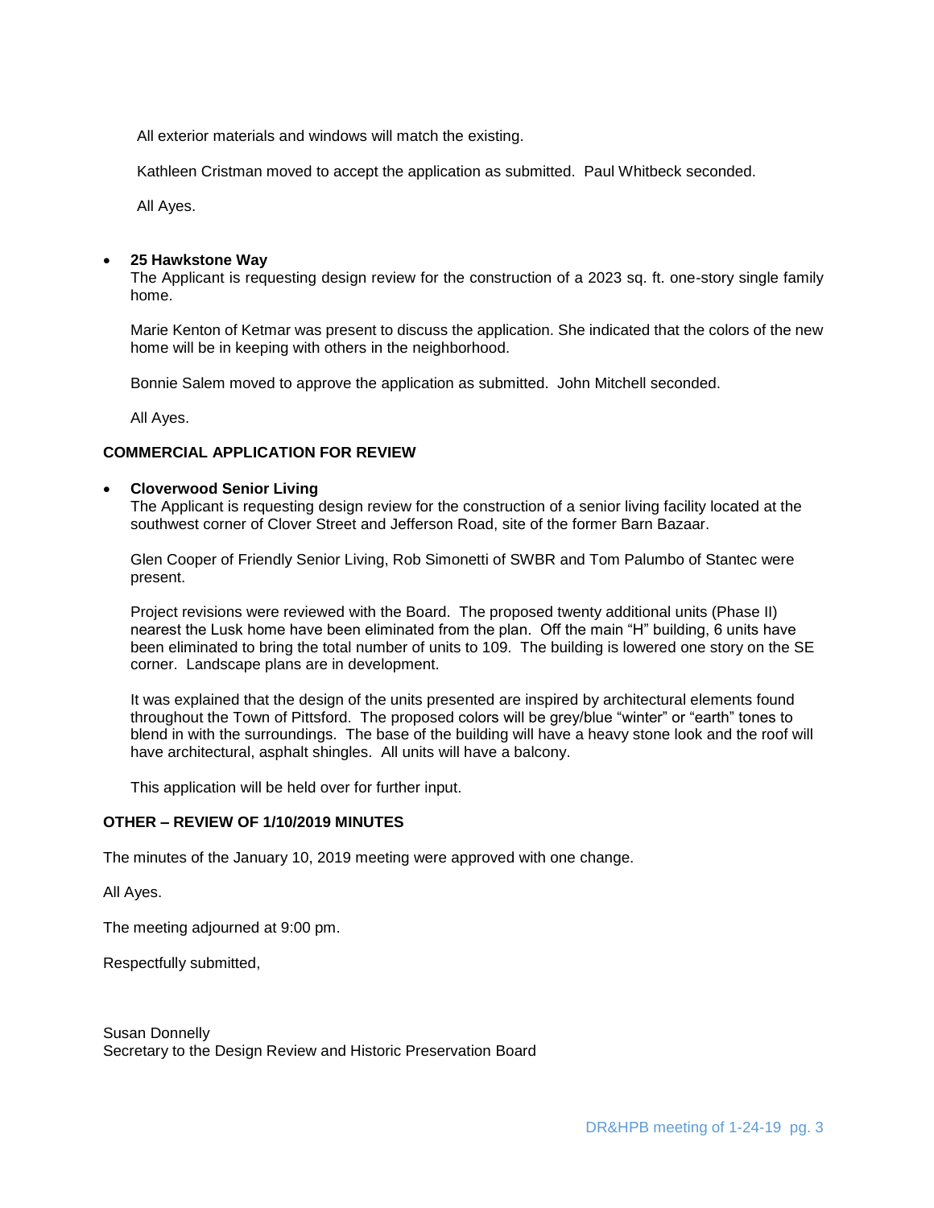All exterior materials and windows will match the existing.

Kathleen Cristman moved to accept the application as submitted. Paul Whitbeck seconded.

All Ayes.

- **25 Hawkstone Way**

  The Applicant is requesting design review for the construction of a 2023 sq. ft. one-story single family home.

  Marie Kenton of Ketmar was present to discuss the application. She indicated that the colors of the new home will be in keeping with others in the neighborhood.

  Bonnie Salem moved to approve the application as submitted. John Mitchell seconded.

  All Ayes.

**COMMERCIAL APPLICATION FOR REVIEW**

- **Cloverwood Senior Living**

  The Applicant is requesting design review for the construction of a senior living facility located at the southwest corner of Clover Street and Jefferson Road, site of the former Barn Bazaar.

  Glen Cooper of Friendly Senior Living, Rob Simonetti of SWBR and Tom Palumbo of Stantec were present.

  Project revisions were reviewed with the Board. The proposed twenty additional units (Phase II) nearest the Lusk home have been eliminated from the plan. Off the main "H" building, 6 units have been eliminated to bring the total number of units to 109. The building is lowered one story on the SE corner. Landscape plans are in development.

  It was explained that the design of the units presented are inspired by architectural elements found throughout the Town of Pittsford. The proposed colors will be grey/blue "winter" or "earth" tones to blend in with the surroundings. The base of the building will have a heavy stone look and the roof will have architectural, asphalt shingles. All units will have a balcony.

  This application will be held over for further input.

**OTHER – REVIEW OF 1/10/2019 MINUTES**

The minutes of the January 10, 2019 meeting were approved with one change.

All Ayes.

The meeting adjourned at 9:00 pm.

Respectfully submitted,

Susan Donnelly
Secretary to the Design Review and Historic Preservation Board